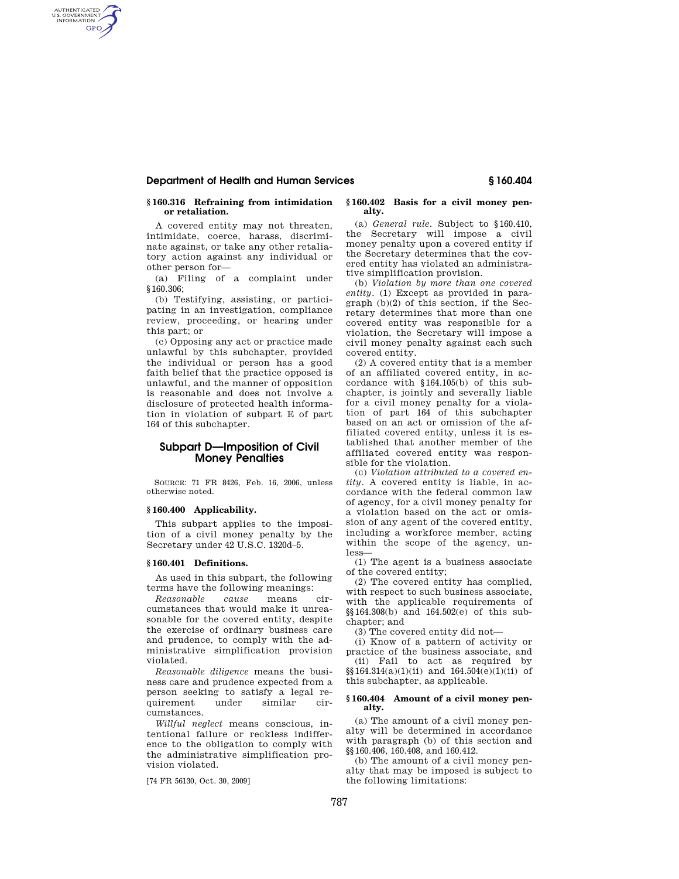### § 160.316 Refraining from intimidation or retaliation.

A covered entity may not threaten, intimidate, coerce, harass, discriminate against, or take any other retaliatory action against any individual or other person for—

(a) Filing of a complaint under § 160.306;

(b) Testifying, assisting, or participating in an investigation, compliance review, proceeding, or hearing under this part; or

(c) Opposing any act or practice made unlawful by this subchapter, provided the individual or person has a good faith belief that the practice opposed is unlawful, and the manner of opposition is reasonable and does not involve a disclosure of protected health information in violation of subpart E of part 164 of this subchapter.

## Subpart D—Imposition of Civil Money Penalties

SOURCE: 71 FR 8426, Feb. 16, 2006, unless otherwise noted.

### § 160.400 Applicability.

This subpart applies to the imposition of a civil money penalty by the Secretary under 42 U.S.C. 1320d–5.

### § 160.401 Definitions.

As used in this subpart, the following terms have the following meanings:

*Reasonable cause* means circumstances that would make it unreasonable for the covered entity, despite the exercise of ordinary business care and prudence, to comply with the administrative simplification provision violated.

*Reasonable diligence* means the business care and prudence expected from a person seeking to satisfy a legal requirement under similar circumstances.

*Willful neglect* means conscious, intentional failure or reckless indifference to the obligation to comply with the administrative simplification provision violated.

[74 FR 56130, Oct. 30, 2009]

### § 160.402 Basis for a civil money penalty.

(a) *General rule.* Subject to § 160.410, the Secretary will impose a civil money penalty upon a covered entity if the Secretary determines that the covered entity has violated an administrative simplification provision.

(b) *Violation by more than one covered entity.* (1) Except as provided in paragraph (b)(2) of this section, if the Secretary determines that more than one covered entity was responsible for a violation, the Secretary will impose a civil money penalty against each such covered entity.

(2) A covered entity that is a member of an affiliated covered entity, in accordance with § 164.105(b) of this subchapter, is jointly and severally liable for a civil money penalty for a violation of part 164 of this subchapter based on an act or omission of the affiliated covered entity, unless it is established that another member of the affiliated covered entity was responsible for the violation.

(c) *Violation attributed to a covered entity.* A covered entity is liable, in accordance with the federal common law of agency, for a civil money penalty for a violation based on the act or omission of any agent of the covered entity, including a workforce member, acting within the scope of the agency, unless—

(1) The agent is a business associate of the covered entity;

(2) The covered entity has complied, with respect to such business associate, with the applicable requirements of §§ 164.308(b) and 164.502(e) of this subchapter; and

(3) The covered entity did not—

(i) Know of a pattern of activity or practice of the business associate, and

(ii) Fail to act as required by §§ 164.314(a)(1)(ii) and 164.504(e)(1)(ii) of this subchapter, as applicable.

### § 160.404 Amount of a civil money penalty.

(a) The amount of a civil money penalty will be determined in accordance with paragraph (b) of this section and §§ 160.406, 160.408, and 160.412.

(b) The amount of a civil money penalty that may be imposed is subject to the following limitations: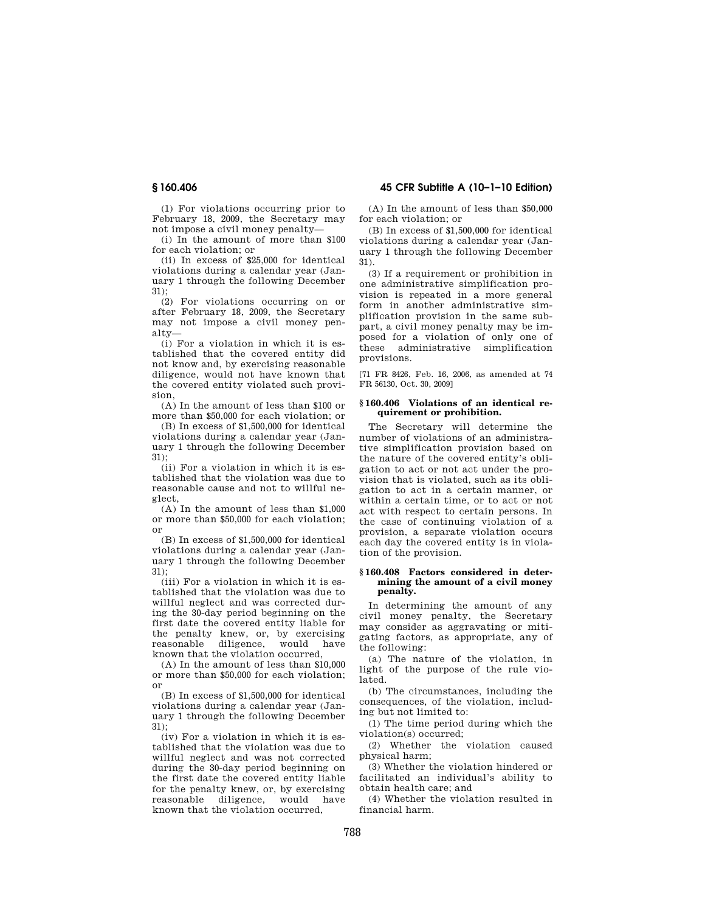(1) For violations occurring prior to February 18, 2009, the Secretary may not impose a civil money penalty—

(i) In the amount of more than $100 for each violation; or

(ii) In excess of $25,000 for identical violations during a calendar year (January 1 through the following December 31);

(2) For violations occurring on or after February 18, 2009, the Secretary may not impose a civil money penalty—

(i) For a violation in which it is established that the covered entity did not know and, by exercising reasonable diligence, would not have known that the covered entity violated such provision,

(A) In the amount of less than $100 or more than $50,000 for each violation; or

(B) In excess of $1,500,000 for identical violations during a calendar year (January 1 through the following December 31);

(ii) For a violation in which it is established that the violation was due to reasonable cause and not to willful neglect,

(A) In the amount of less than $1,000 or more than $50,000 for each violation; or

(B) In excess of $1,500,000 for identical violations during a calendar year (January 1 through the following December 31);

(iii) For a violation in which it is established that the violation was due to willful neglect and was corrected during the 30-day period beginning on the first date the covered entity liable for the penalty knew, or, by exercising reasonable diligence, would have known that the violation occurred,

(A) In the amount of less than $10,000 or more than $50,000 for each violation; or

(B) In excess of $1,500,000 for identical violations during a calendar year (January 1 through the following December 31);

(iv) For a violation in which it is established that the violation was due to willful neglect and was not corrected during the 30-day period beginning on the first date the covered entity liable for the penalty knew, or, by exercising reasonable diligence, would have known that the violation occurred,

(A) In the amount of less than $50,000 for each violation; or

(B) In excess of $1,500,000 for identical violations during a calendar year (January 1 through the following December 31).

(3) If a requirement or prohibition in one administrative simplification provision is repeated in a more general form in another administrative simplification provision in the same subpart, a civil money penalty may be imposed for a violation of only one of these administrative simplification provisions.

[71 FR 8426, Feb. 16, 2006, as amended at 74 FR 56130, Oct. 30, 2009]

## § 160.406 Violations of an identical requirement or prohibition.

The Secretary will determine the number of violations of an administrative simplification provision based on the nature of the covered entity's obligation to act or not act under the provision that is violated, such as its obligation to act in a certain manner, or within a certain time, or to act or not act with respect to certain persons. In the case of continuing violation of a provision, a separate violation occurs each day the covered entity is in violation of the provision.

## § 160.408 Factors considered in determining the amount of a civil money penalty.

In determining the amount of any civil money penalty, the Secretary may consider as aggravating or mitigating factors, as appropriate, any of the following:

(a) The nature of the violation, in light of the purpose of the rule violated.

(b) The circumstances, including the consequences, of the violation, including but not limited to:

(1) The time period during which the violation(s) occurred;

(2) Whether the violation caused physical harm;

(3) Whether the violation hindered or facilitated an individual's ability to obtain health care; and

(4) Whether the violation resulted in financial harm.